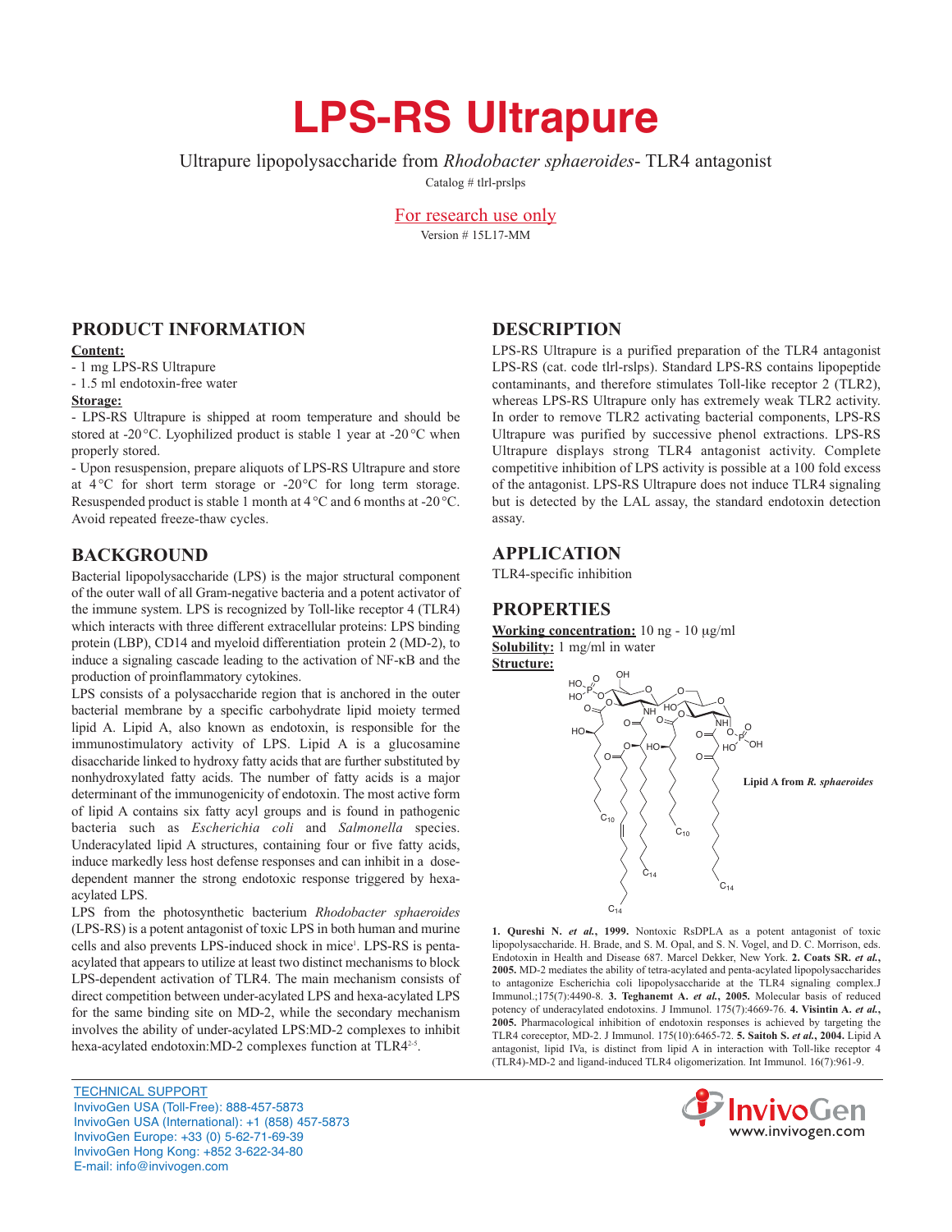# LPS-RS Ultrapure

Ultrapure lipopolysaccharide from *Rhodobacter sphaeroides*- TLR4 antagonist

Catalog # tlrl-prslps

For research use only

Version # 15L17-MM

## PRODUCT INFORMATION

**Content:**

- 1 mg LPS-RS Ultrapure
- 1.5 ml endotoxin-free water

**Storage:**

- LPS-RS Ultrapure is shipped at room temperature and should be stored at -20 °C. Lyophilized product is stable 1 year at -20 °C when properly stored.
- Upon resuspension, prepare aliquots of LPS-RS Ultrapure and store at 4 °C for short term storage or -20°C for long term storage. Resuspended product is stable 1 month at 4 °C and 6 months at -20 °C. Avoid repeated freeze-thaw cycles.

## BACKGROUND

Bacterial lipopolysaccharide (LPS) is the major structural component of the outer wall of all Gram-negative bacteria and a potent activator of the immune system. LPS is recognized by Toll-like receptor 4 (TLR4) which interacts with three different extracellular proteins: LPS binding protein (LBP), CD14 and myeloid differentiation protein 2 (MD-2), to induce a signaling cascade leading to the activation of NF-κB and the production of proinflammatory cytokines.

LPS consists of a polysaccharide region that is anchored in the outer bacterial membrane by a specific carbohydrate lipid moiety termed lipid A. Lipid A, also known as endotoxin, is responsible for the immunostimulatory activity of LPS. Lipid A is a glucosamine disaccharide linked to hydroxy fatty acids that are further substituted by nonhydroxylated fatty acids. The number of fatty acids is a major determinant of the immunogenicity of endotoxin. The most active form of lipid A contains six fatty acyl groups and is found in pathogenic bacteria such as *Escherichia coli* and *Salmonella* species. Underacylated lipid A structures, containing four or five fatty acids, induce markedly less host defense responses and can inhibit in a dose-dependent manner the strong endotoxic response triggered by hexa-acylated LPS.

LPS from the photosynthetic bacterium *Rhodobacter sphaeroides* (LPS-RS) is a potent antagonist of toxic LPS in both human and murine cells and also prevents LPS-induced shock in mice[1]. LPS-RS is penta-acylated that appears to utilize at least two distinct mechanisms to block LPS-dependent activation of TLR4. The main mechanism consists of direct competition between under-acylated LPS and hexa-acylated LPS for the same binding site on MD-2, while the secondary mechanism involves the ability of under-acylated LPS:MD-2 complexes to inhibit hexa-acylated endotoxin:MD-2 complexes function at TLR4[2-5].

## DESCRIPTION

LPS-RS Ultrapure is a purified preparation of the TLR4 antagonist LPS-RS (cat. code tlrl-rslps). Standard LPS-RS contains lipopeptide contaminants, and therefore stimulates Toll-like receptor 2 (TLR2), whereas LPS-RS Ultrapure only has extremely weak TLR2 activity. In order to remove TLR2 activating bacterial components, LPS-RS Ultrapure was purified by successive phenol extractions. LPS-RS Ultrapure displays strong TLR4 antagonist activity. Complete competitive inhibition of LPS activity is possible at a 100 fold excess of the antagonist. LPS-RS Ultrapure does not induce TLR4 signaling but is detected by the LAL assay, the standard endotoxin detection assay.

## APPLICATION

TLR4-specific inhibition

## PROPERTIES

**Working concentration:** 10 ng - 10 μg/ml

**Solubility:** 1 mg/ml in water

**Structure:**

Lipid A from *R. sphaeroides*

**1. Qureshi N.** ***et al.*****, 1999.** Nontoxic RsDPLA as a potent antagonist of toxic lipopolysaccharide. H. Brade, and S. M. Opal, and S. N. Vogel, and D. C. Morrison, eds. Endotoxin in Health and Disease 687. Marcel Dekker, New York. **2. Coats SR.** ***et al.*****, 2005.** MD-2 mediates the ability of tetra-acylated and penta-acylated lipopolysaccharides to antagonize Escherichia coli lipopolysaccharide at the TLR4 signaling complex.J Immunol.;175(7):4490-8. **3. Teghanemt A.** ***et al.*****, 2005.** Molecular basis of reduced potency of underacylated endotoxins. J Immunol. 175(7):4669-76. **4. Visintin A.** ***et al.*****, 2005.** Pharmacological inhibition of endotoxin responses is achieved by targeting the TLR4 coreceptor, MD-2. J Immunol. 175(10):6465-72. **5. Saitoh S.** ***et al.*****, 2004.** Lipid A antagonist, lipid IVa, is distinct from lipid A in interaction with Toll-like receptor 4 (TLR4)-MD-2 and ligand-induced TLR4 oligomerization. Int Immunol. 16(7):961-9.

TECHNICAL SUPPORT
InvivoGen USA (Toll-Free): 888-457-5873
InvivoGen USA (International): +1 (858) 457-5873
InvivoGen Europe: +33 (0) 5-62-71-69-39
InvivoGen Hong Kong: +852 3-622-34-80
E-mail: info@invivogen.com

InvivoGen www.invivogen.com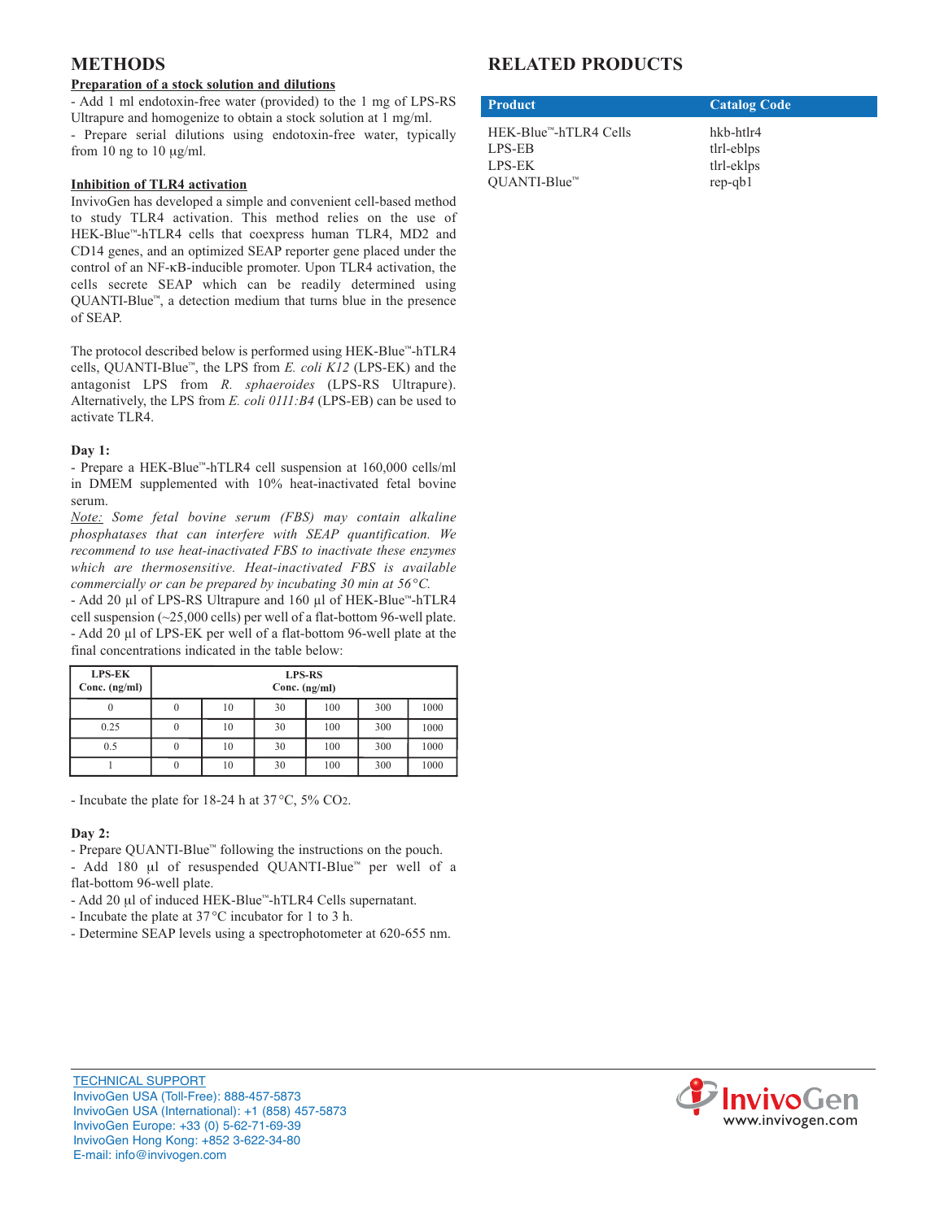## METHODS

### Preparation of a stock solution and dilutions

- Add 1 ml endotoxin-free water (provided) to the 1 mg of LPS-RS Ultrapure and homogenize to obtain a stock solution at 1 mg/ml.
- Prepare serial dilutions using endotoxin-free water, typically from 10 ng to 10 μg/ml.

### Inhibition of TLR4 activation

InvivoGen has developed a simple and convenient cell-based method to study TLR4 activation. This method relies on the use of HEK-Blue™-hTLR4 cells that coexpress human TLR4, MD2 and CD14 genes, and an optimized SEAP reporter gene placed under the control of an NF-κB-inducible promoter. Upon TLR4 activation, the cells secrete SEAP which can be readily determined using QUANTI-Blue™, a detection medium that turns blue in the presence of SEAP.

The protocol described below is performed using HEK-Blue™-hTLR4 cells, QUANTI-Blue™, the LPS from *E. coli K12* (LPS-EK) and the antagonist LPS from *R. sphaeroides* (LPS-RS Ultrapure). Alternatively, the LPS from *E. coli 0111:B4* (LPS-EB) can be used to activate TLR4.

**Day 1:**

- Prepare a HEK-Blue™-hTLR4 cell suspension at 160,000 cells/ml in DMEM supplemented with 10% heat-inactivated fetal bovine serum.

*Note: Some fetal bovine serum (FBS) may contain alkaline phosphatases that can interfere with SEAP quantification. We recommend to use heat-inactivated FBS to inactivate these enzymes which are thermosensitive. Heat-inactivated FBS is available commercially or can be prepared by incubating 30 min at 56 °C.*

- Add 20 μl of LPS-RS Ultrapure and 160 μl of HEK-Blue™-hTLR4 cell suspension (~25,000 cells) per well of a flat-bottom 96-well plate.
- Add 20 μl of LPS-EK per well of a flat-bottom 96-well plate at the final concentrations indicated in the table below:

| LPS-EK Conc. (ng/ml) | LPS-RS Conc. (ng/ml) | | | | | |
|---|---|---|---|---|---|---|
| 0 | 0 | 10 | 30 | 100 | 300 | 1000 |
| 0.25 | 0 | 10 | 30 | 100 | 300 | 1000 |
| 0.5 | 0 | 10 | 30 | 100 | 300 | 1000 |
| 1 | 0 | 10 | 30 | 100 | 300 | 1000 |

- Incubate the plate for 18-24 h at 37 °C, 5% $CO_2$.

**Day 2:**

- Prepare QUANTI-Blue™ following the instructions on the pouch.
- Add 180 μl of resuspended QUANTI-Blue™ per well of a flat-bottom 96-well plate.
- Add 20 μl of induced HEK-Blue™-hTLR4 Cells supernatant.
- Incubate the plate at 37 °C incubator for 1 to 3 h.
- Determine SEAP levels using a spectrophotometer at 620-655 nm.

## RELATED PRODUCTS

| Product | Catalog Code |
|---|---|
| HEK-Blue™-hTLR4 Cells | hkb-htlr4 |
| LPS-EB | tlrl-eblps |
| LPS-EK | tlrl-eklps |
| QUANTI-Blue™ | rep-qb1 |

TECHNICAL SUPPORT
InvivoGen USA (Toll-Free): 888-457-5873
InvivoGen USA (International): +1 (858) 457-5873
InvivoGen Europe: +33 (0) 5-62-71-69-39
InvivoGen Hong Kong: +852 3-622-34-80
E-mail: info@invivogen.com

InvivoGen
www.invivogen.com